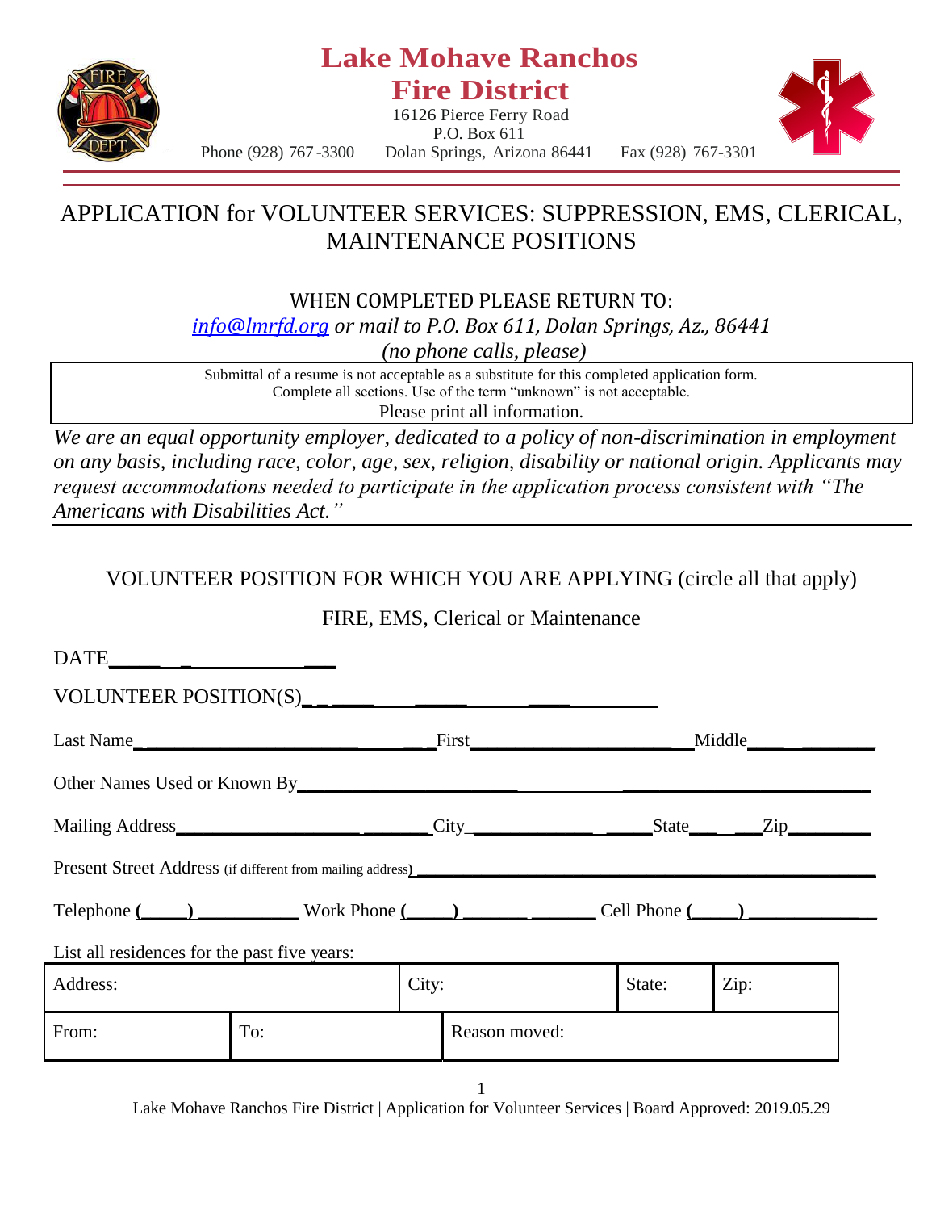# Lake Mohave Ranchos Fire District

16126 Pierce Ferry Road
P.O. Box 611
Phone (928) 767-3300 Dolan Springs, Arizona 86441 Fax (928) 767-3301

## APPLICATION for VOLUNTEER SERVICES: SUPPRESSION, EMS, CLERICAL, MAINTENANCE POSITIONS

WHEN COMPLETED PLEASE RETURN TO:

*info@lmrfd.org or mail to P.O. Box 611, Dolan Springs, Az., 86441*

*(no phone calls, please)*

Submittal of a resume is not acceptable as a substitute for this completed application form.
Complete all sections. Use of the term "unknown" is not acceptable.
Please print all information.

*We are an equal opportunity employer, dedicated to a policy of non-discrimination in employment on any basis, including race, color, age, sex, religion, disability or national origin. Applicants may request accommodations needed to participate in the application process consistent with "The Americans with Disabilities Act."*

VOLUNTEER POSITION FOR WHICH YOU ARE APPLYING (circle all that apply)

FIRE, EMS, Clerical or Maintenance

DATE________________

VOLUNTEER POSITION(S)______________________________

Last Name______________________________First______________________Middle____________

Other Names Used or Known By__________________________________________________

Mailing Address___________________________City___________________State______Zip________

Present Street Address (if different from mailing address)_________________________________

Telephone (____)__________ Work Phone (____)______________ Cell Phone (____)______________

List all residences for the past five years:

| Address: | | City: | | State: | Zip: |
|---|---|---|---|---|---|
| From: | To: | | Reason moved: | | |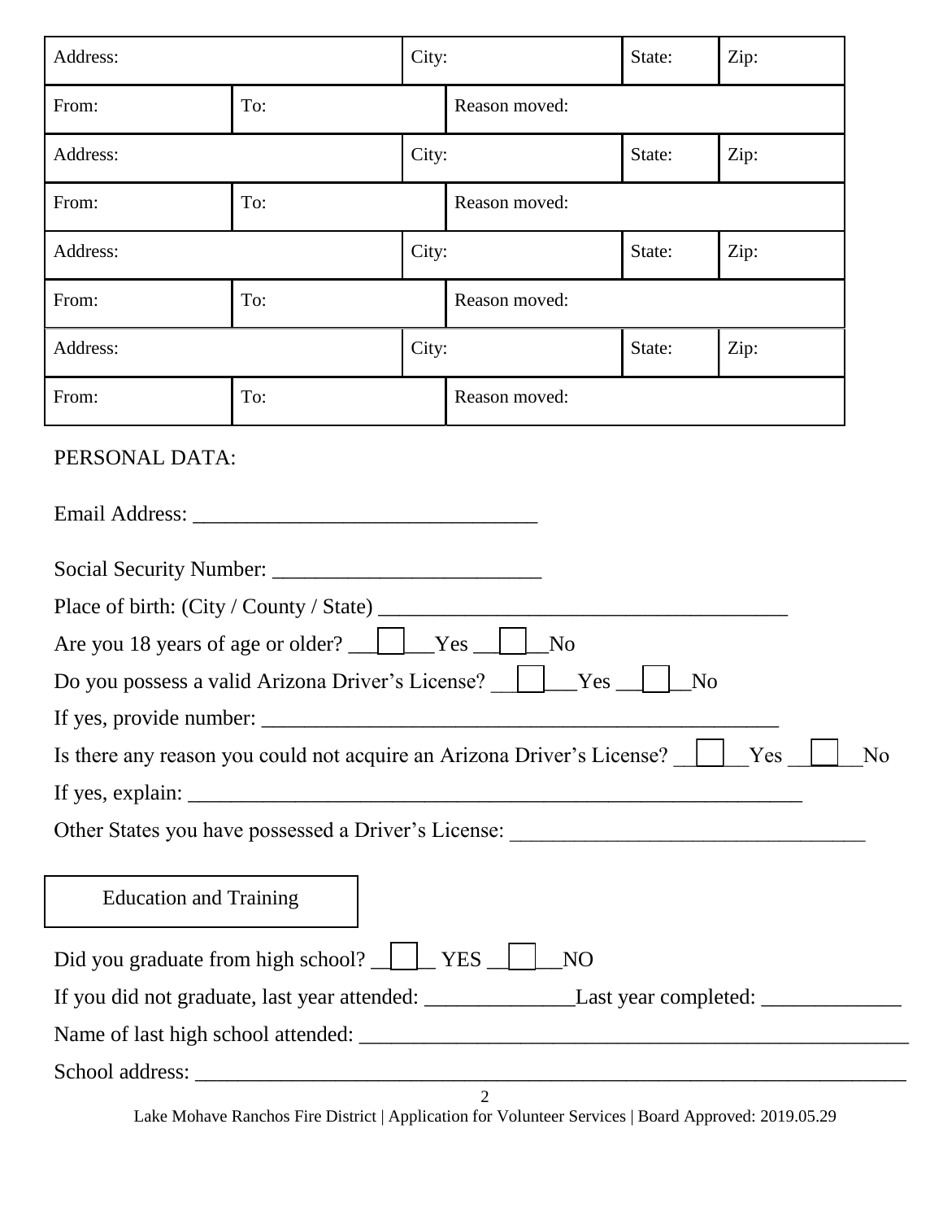| Address: | | City: | | State: | Zip: |
|---|---|---|---|---|---|
| From: | To: | | Reason moved: | | |
| Address: | | City: | | State: | Zip: |
| From: | To: | | Reason moved: | | |
| Address: | | City: | | State: | Zip: |
| From: | To: | | Reason moved: | | |
| Address: | | City: | | State: | Zip: |
| From: | To: | | Reason moved: | | |

PERSONAL DATA:

Email Address: ________________________________

Social Security Number: _________________________

Place of birth: (City / County / State) ______________________________________

Are you 18 years of age or older? ☐ Yes ☐ No

Do you possess a valid Arizona Driver's License? ☐ Yes ☐ No

If yes, provide number: ________________________________________________

Is there any reason you could not acquire an Arizona Driver's License? ☐ Yes ☐ No

If yes, explain: ___________________________________________________________

Other States you have possessed a Driver's License: _________________________________

## Education and Training

Did you graduate from high school? ☐ YES ☐ NO

If you did not graduate, last year attended: ______________Last year completed: _____________

Name of last high school attended: ____________________________________________________

School address: __________________________________________________________________

Lake Mohave Ranchos Fire District | Application for Volunteer Services | Board Approved: 2019.05.29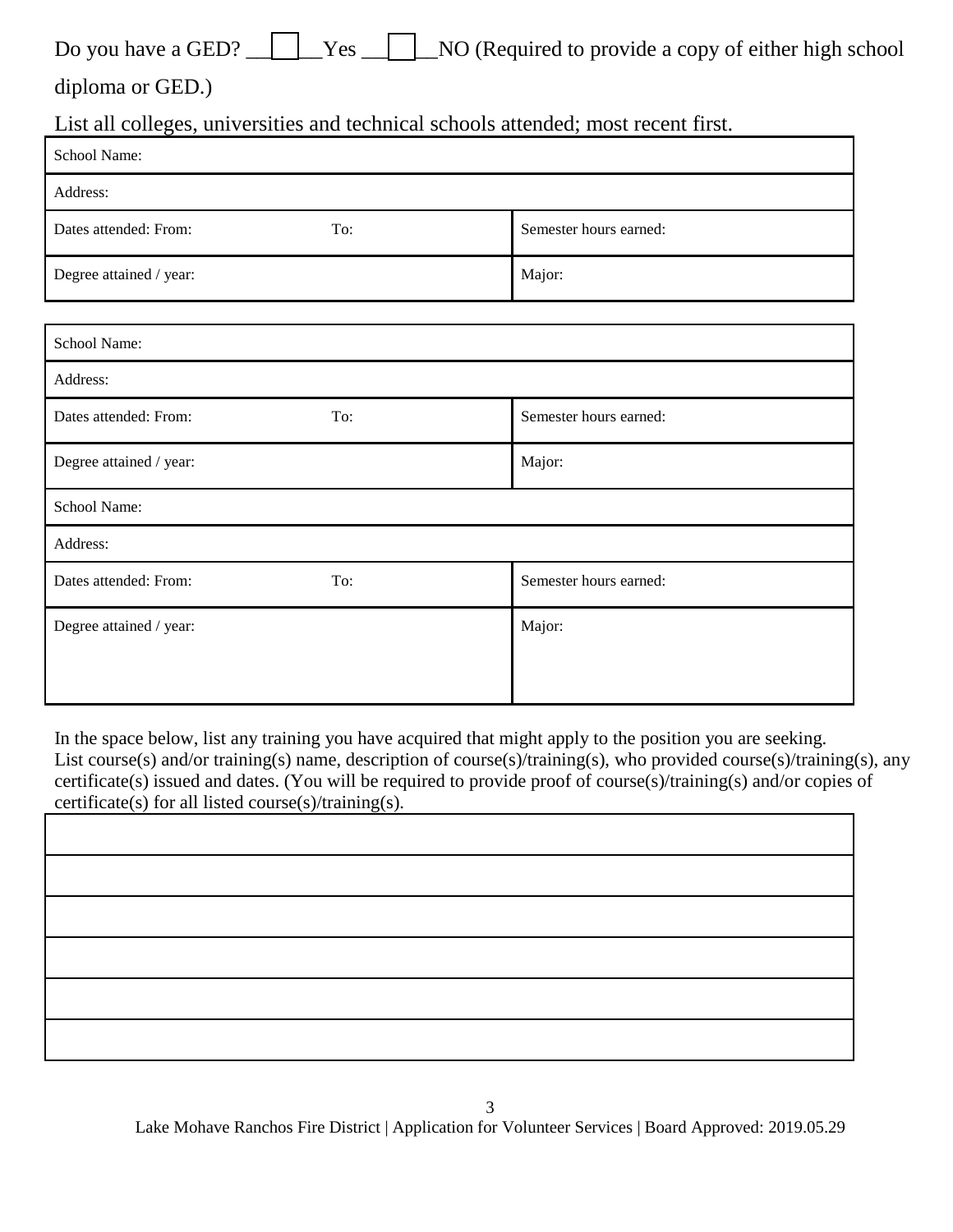Do you have a GED? ☐ Yes ☐ NO (Required to provide a copy of either high school diploma or GED.)

List all colleges, universities and technical schools attended; most recent first.

| School Name: | | |
|---|---|---|
| Address: | | |
| Dates attended: From: | To: | Semester hours earned: |
| Degree attained / year: | | Major: |

| School Name: | | |
|---|---|---|
| Address: | | |
| Dates attended: From: | To: | Semester hours earned: |
| Degree attained / year: | | Major: |
| School Name: | | |
| Address: | | |
| Dates attended: From: | To: | Semester hours earned: |
| Degree attained / year: | | Major: |

In the space below, list any training you have acquired that might apply to the position you are seeking. List course(s) and/or training(s) name, description of course(s)/training(s), who provided course(s)/training(s), any certificate(s) issued and dates. (You will be required to provide proof of course(s)/training(s) and/or copies of certificate(s) for all listed course(s)/training(s).

| |
|---|
| |
| |
| |
| |
| |
| |

Lake Mohave Ranchos Fire District | Application for Volunteer Services | Board Approved: 2019.05.29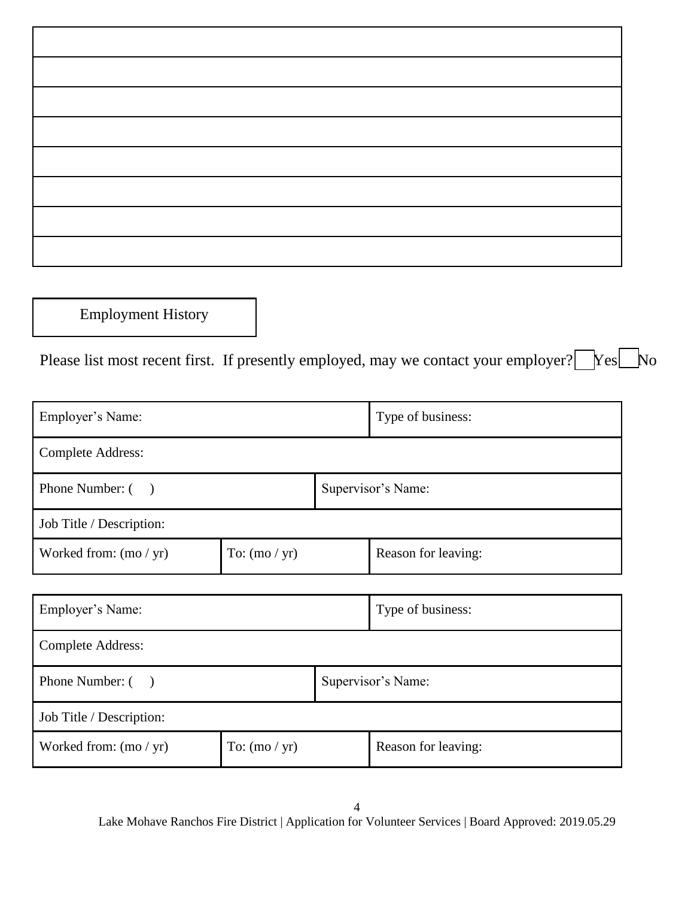| |
|---|
| |
| |
| |
| |
| |
| |
| |
| |

## Employment History

Please list most recent first. If presently employed, may we contact your employer? ☐ Yes ☐ No

| Employer's Name: | | Type of business: |
|---|---|---|
| Complete Address: | | |
| Phone Number: ( ) | Supervisor's Name: | |
| Job Title / Description: | | |
| Worked from: (mo / yr) | To: (mo / yr) | Reason for leaving: |

| Employer's Name: | | Type of business: |
|---|---|---|
| Complete Address: | | |
| Phone Number: ( ) | Supervisor's Name: | |
| Job Title / Description: | | |
| Worked from: (mo / yr) | To: (mo / yr) | Reason for leaving: |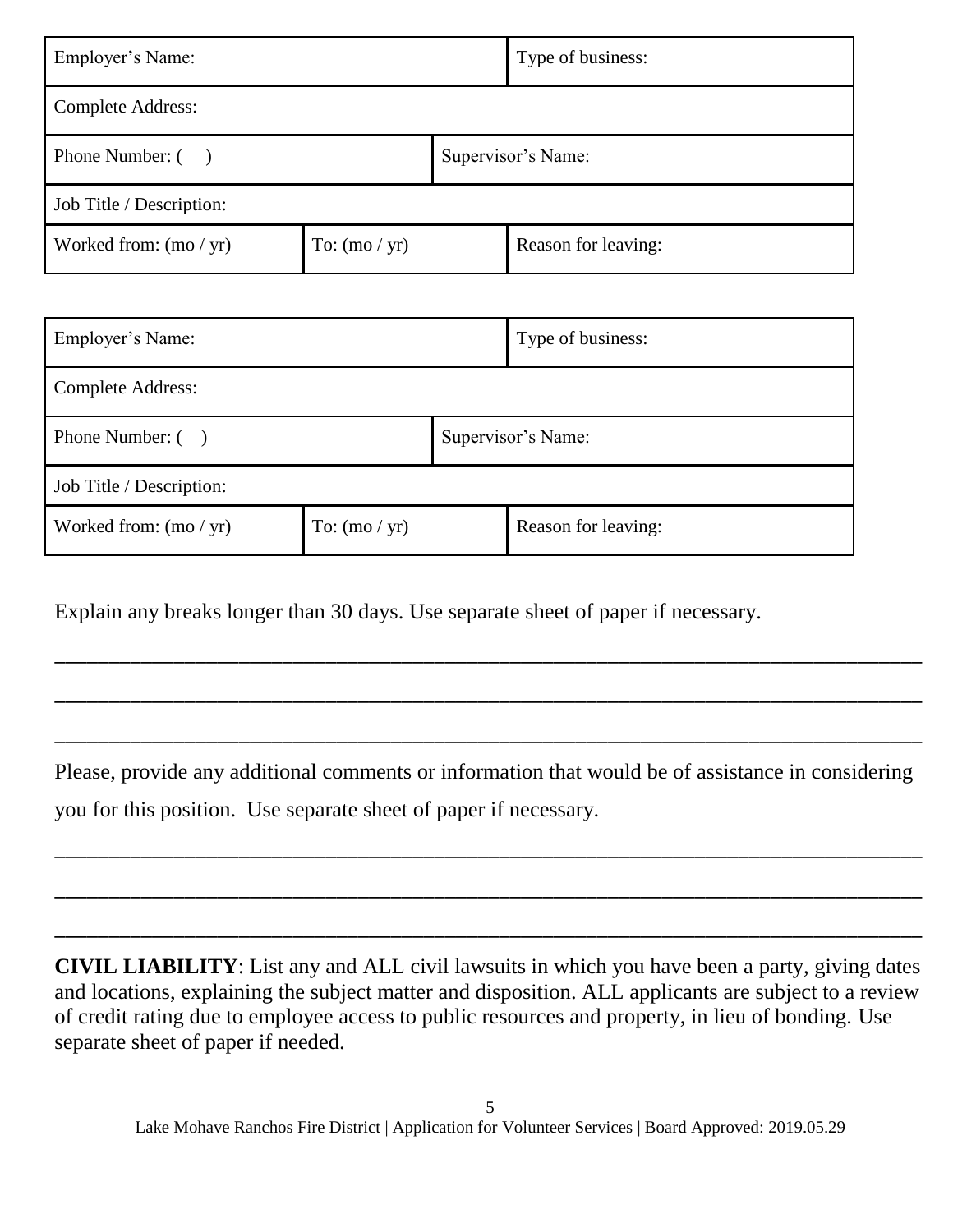| Employer's Name: | | Type of business: |
|---|---|---|
| Complete Address: | | |
| Phone Number: (   ) | Supervisor's Name: | |
| Job Title / Description: | | |
| Worked from: (mo / yr) | To: (mo / yr) | Reason for leaving: |

| Employer's Name: | | Type of business: |
|---|---|---|
| Complete Address: | | |
| Phone Number: (   ) | Supervisor's Name: | |
| Job Title / Description: | | |
| Worked from: (mo / yr) | To: (mo / yr) | Reason for leaving: |

Explain any breaks longer than 30 days. Use separate sheet of paper if necessary.

_______________________________________________________________________________

_______________________________________________________________________________

_______________________________________________________________________________

Please, provide any additional comments or information that would be of assistance in considering you for this position. Use separate sheet of paper if necessary.

_______________________________________________________________________________

_______________________________________________________________________________

_______________________________________________________________________________

**CIVIL LIABILITY**: List any and ALL civil lawsuits in which you have been a party, giving dates and locations, explaining the subject matter and disposition. ALL applicants are subject to a review of credit rating due to employee access to public resources and property, in lieu of bonding. Use separate sheet of paper if needed.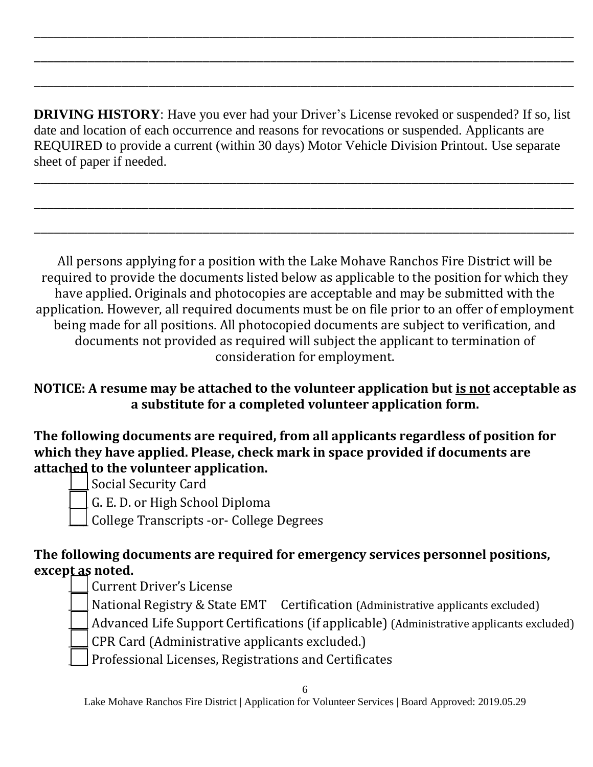\_\_\_\_\_\_\_\_\_\_\_\_\_\_\_\_\_\_\_\_\_\_\_\_\_\_\_\_\_\_\_\_\_\_\_\_\_\_\_\_\_\_\_\_\_\_\_\_\_\_\_\_\_\_\_\_\_\_\_\_\_\_\_\_\_\_\_\_\_\_\_\_\_\_\_\_\_\_

\_\_\_\_\_\_\_\_\_\_\_\_\_\_\_\_\_\_\_\_\_\_\_\_\_\_\_\_\_\_\_\_\_\_\_\_\_\_\_\_\_\_\_\_\_\_\_\_\_\_\_\_\_\_\_\_\_\_\_\_\_\_\_\_\_\_\_\_\_\_\_\_\_\_\_\_\_\_

\_\_\_\_\_\_\_\_\_\_\_\_\_\_\_\_\_\_\_\_\_\_\_\_\_\_\_\_\_\_\_\_\_\_\_\_\_\_\_\_\_\_\_\_\_\_\_\_\_\_\_\_\_\_\_\_\_\_\_\_\_\_\_\_\_\_\_\_\_\_\_\_\_\_\_\_\_\_

**DRIVING HISTORY**: Have you ever had your Driver's License revoked or suspended? If so, list date and location of each occurrence and reasons for revocations or suspended. Applicants are REQUIRED to provide a current (within 30 days) Motor Vehicle Division Printout. Use separate sheet of paper if needed.

\_\_\_\_\_\_\_\_\_\_\_\_\_\_\_\_\_\_\_\_\_\_\_\_\_\_\_\_\_\_\_\_\_\_\_\_\_\_\_\_\_\_\_\_\_\_\_\_\_\_\_\_\_\_\_\_\_\_\_\_\_\_\_\_\_\_\_\_\_\_\_\_\_\_\_\_\_\_

\_\_\_\_\_\_\_\_\_\_\_\_\_\_\_\_\_\_\_\_\_\_\_\_\_\_\_\_\_\_\_\_\_\_\_\_\_\_\_\_\_\_\_\_\_\_\_\_\_\_\_\_\_\_\_\_\_\_\_\_\_\_\_\_\_\_\_\_\_\_\_\_\_\_\_\_\_\_

\_\_\_\_\_\_\_\_\_\_\_\_\_\_\_\_\_\_\_\_\_\_\_\_\_\_\_\_\_\_\_\_\_\_\_\_\_\_\_\_\_\_\_\_\_\_\_\_\_\_\_\_\_\_\_\_\_\_\_\_\_\_\_\_\_\_\_\_\_\_\_\_\_\_\_\_\_\_

All persons applying for a position with the Lake Mohave Ranchos Fire District will be required to provide the documents listed below as applicable to the position for which they have applied. Originals and photocopies are acceptable and may be submitted with the application. However, all required documents must be on file prior to an offer of employment being made for all positions. All photocopied documents are subject to verification, and documents not provided as required will subject the applicant to termination of consideration for employment.

**NOTICE: A resume may be attached to the volunteer application but <u>is not</u> acceptable as a substitute for a completed volunteer application form.**

**The following documents are required, from all applicants regardless of position for which they have applied. Please, check mark in space provided if documents are attached to the volunteer application.**

- ☐ Social Security Card
- ☐ G. E. D. or High School Diploma
- ☐ College Transcripts -or- College Degrees

**The following documents are required for emergency services personnel positions, except as noted.**

- ☐ Current Driver's License
- ☐ National Registry & State EMT Certification (Administrative applicants excluded)
- ☐ Advanced Life Support Certifications (if applicable) (Administrative applicants excluded)
- ☐ CPR Card (Administrative applicants excluded.)
- ☐ Professional Licenses, Registrations and Certificates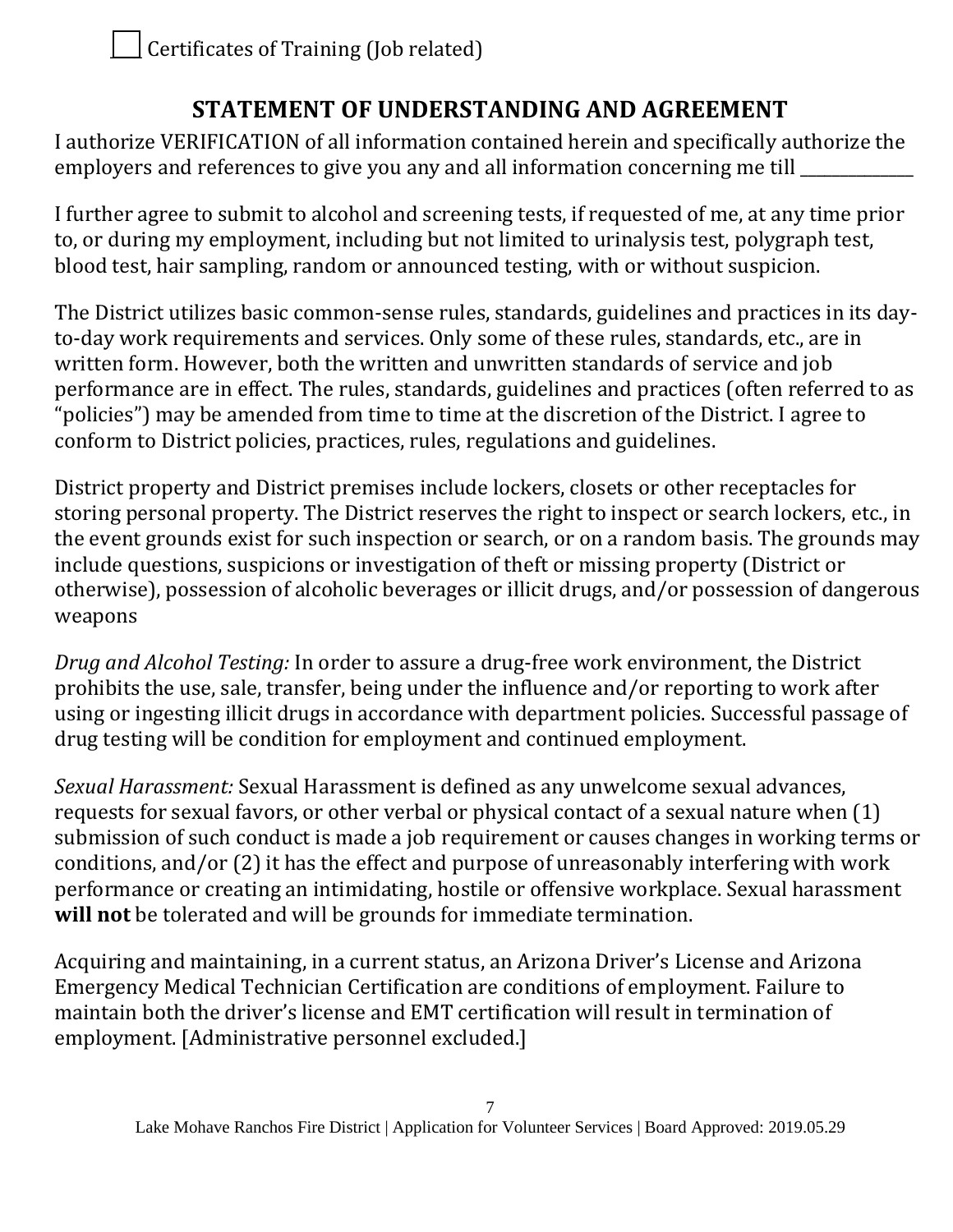☐ Certificates of Training (Job related)

## STATEMENT OF UNDERSTANDING AND AGREEMENT

I authorize VERIFICATION of all information contained herein and specifically authorize the employers and references to give you any and all information concerning me till ______________

I further agree to submit to alcohol and screening tests, if requested of me, at any time prior to, or during my employment, including but not limited to urinalysis test, polygraph test, blood test, hair sampling, random or announced testing, with or without suspicion.

The District utilizes basic common-sense rules, standards, guidelines and practices in its day-to-day work requirements and services. Only some of these rules, standards, etc., are in written form. However, both the written and unwritten standards of service and job performance are in effect. The rules, standards, guidelines and practices (often referred to as "policies") may be amended from time to time at the discretion of the District. I agree to conform to District policies, practices, rules, regulations and guidelines.

District property and District premises include lockers, closets or other receptacles for storing personal property. The District reserves the right to inspect or search lockers, etc., in the event grounds exist for such inspection or search, or on a random basis. The grounds may include questions, suspicions or investigation of theft or missing property (District or otherwise), possession of alcoholic beverages or illicit drugs, and/or possession of dangerous weapons

*Drug and Alcohol Testing:* In order to assure a drug-free work environment, the District prohibits the use, sale, transfer, being under the influence and/or reporting to work after using or ingesting illicit drugs in accordance with department policies. Successful passage of drug testing will be condition for employment and continued employment.

*Sexual Harassment:* Sexual Harassment is defined as any unwelcome sexual advances, requests for sexual favors, or other verbal or physical contact of a sexual nature when (1) submission of such conduct is made a job requirement or causes changes in working terms or conditions, and/or (2) it has the effect and purpose of unreasonably interfering with work performance or creating an intimidating, hostile or offensive workplace. Sexual harassment **will not** be tolerated and will be grounds for immediate termination.

Acquiring and maintaining, in a current status, an Arizona Driver's License and Arizona Emergency Medical Technician Certification are conditions of employment. Failure to maintain both the driver's license and EMT certification will result in termination of employment. [Administrative personnel excluded.]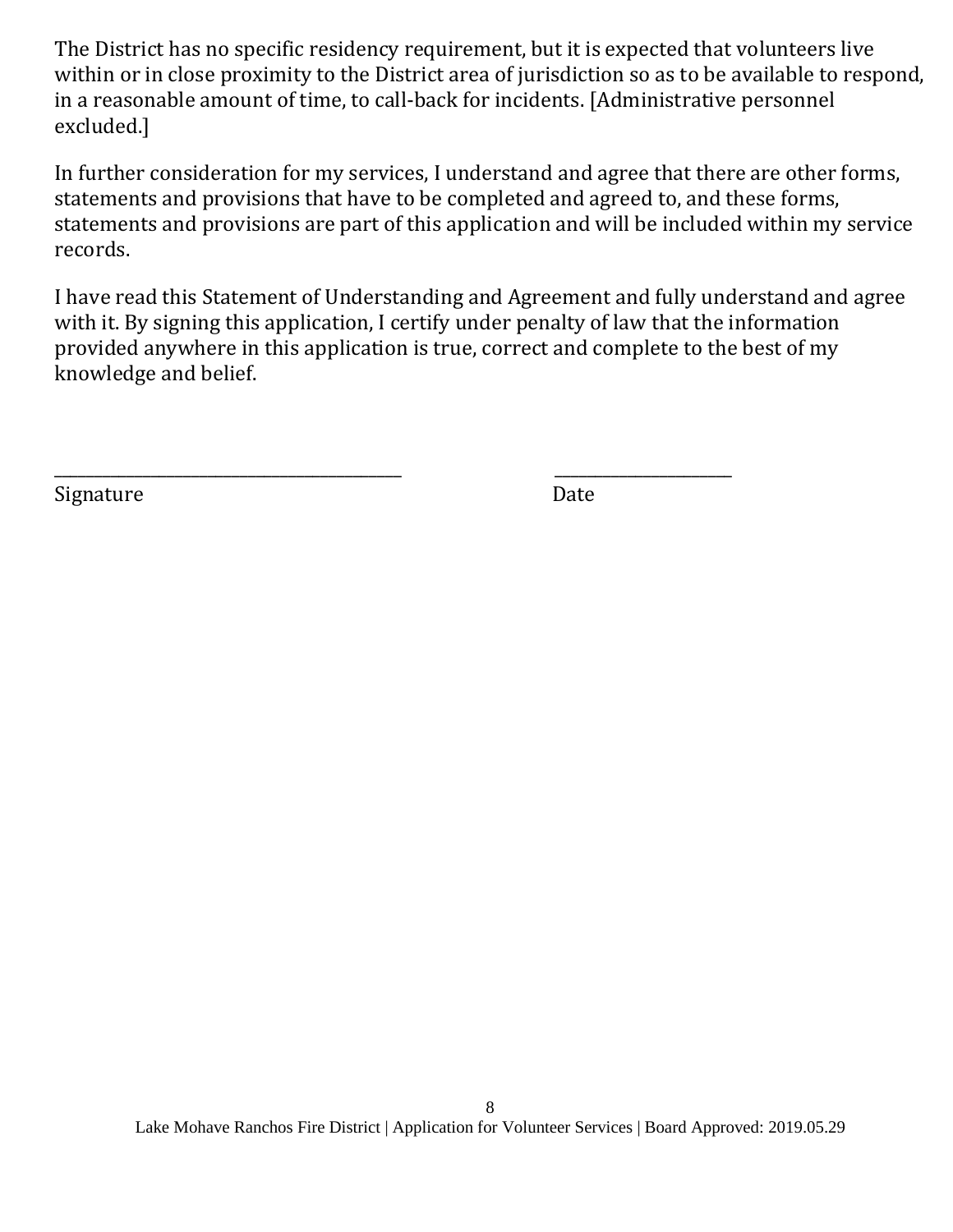The District has no specific residency requirement, but it is expected that volunteers live within or in close proximity to the District area of jurisdiction so as to be available to respond, in a reasonable amount of time, to call-back for incidents. [Administrative personnel excluded.]

In further consideration for my services, I understand and agree that there are other forms, statements and provisions that have to be completed and agreed to, and these forms, statements and provisions are part of this application and will be included within my service records.

I have read this Statement of Understanding and Agreement and fully understand and agree with it. By signing this application, I certify under penalty of law that the information provided anywhere in this application is true, correct and complete to the best of my knowledge and belief.

\_\_\_\_\_\_\_\_\_\_\_\_\_\_\_\_\_\_\_\_\_\_\_\_\_\_\_\_\_\_\_\_\_\_\_\_\_\_\_\_ \_\_\_\_\_\_\_\_\_\_\_\_\_\_\_\_\_\_\_\_\_\_

Signature Date